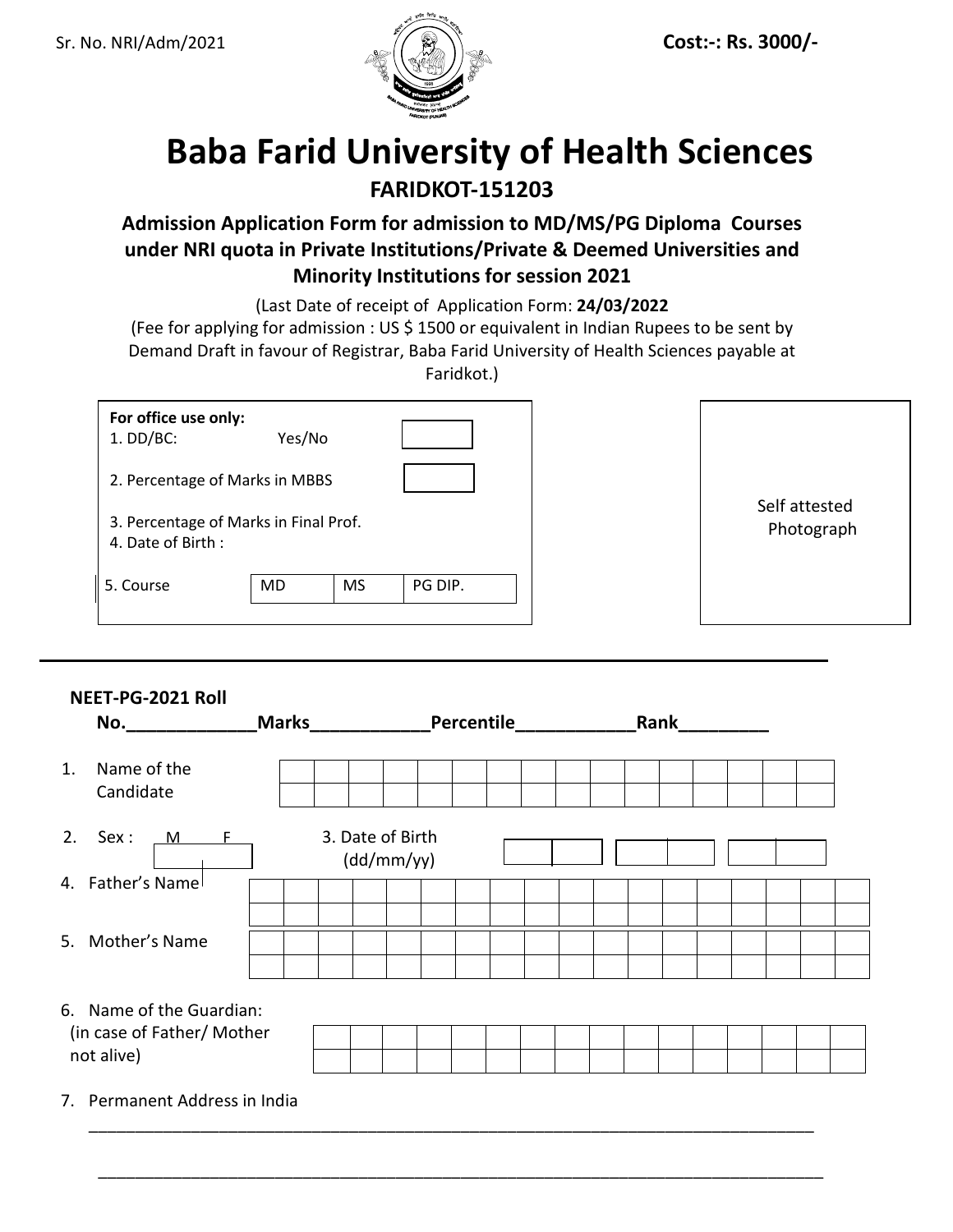Sr. No. NRI/Adm/2021

**Cost:-: Rs. 3000/-**

# Baba Farid University of Health Sciences

## FARIDKOT-151203

### Admission Application Form for admission to MD/MS/PG Diploma Courses under NRI quota in Private Institutions/Private & Deemed Universities and Minority Institutions for session 2021

(Last Date of receipt of Application Form: **24/03/2022**

(Fee for applying for admission : US $ 1500 or equivalent in Indian Rupees to be sent by Demand Draft in favour of Registrar, Baba Farid University of Health Sciences payable at Faridkot.)

**For office use only:**

1. DD/BC: Yes/No
2. Percentage of Marks in MBBS
3. Percentage of Marks in Final Prof.
4. Date of Birth :
5. Course

| MD | MS | PG DIP. |
|---|---|---|

Self attested Photograph

---

**NEET-PG-2021 Roll No.\_\_\_\_\_\_\_\_\_\_\_\_Marks\_\_\_\_\_\_\_\_\_\_\_Percentile\_\_\_\_\_\_\_\_\_\_\_Rank\_\_\_\_\_\_\_\_\_**

1. Name of the Candidate
2. Sex : M F
3. Date of Birth (dd/mm/yy)
4. Father's Name
5. Mother's Name
6. Name of the Guardian: (in case of Father/ Mother not alive)
7. Permanent Address in India

\_\_\_\_\_\_\_\_\_\_\_\_\_\_\_\_\_\_\_\_\_\_\_\_\_\_\_\_\_\_\_\_\_\_\_\_\_\_\_\_\_\_\_\_\_\_\_\_\_\_\_\_\_\_\_\_\_\_\_\_\_\_\_\_\_\_\_\_\_\_\_\_\_\_\_\_

\_\_\_\_\_\_\_\_\_\_\_\_\_\_\_\_\_\_\_\_\_\_\_\_\_\_\_\_\_\_\_\_\_\_\_\_\_\_\_\_\_\_\_\_\_\_\_\_\_\_\_\_\_\_\_\_\_\_\_\_\_\_\_\_\_\_\_\_\_\_\_\_\_\_\_\_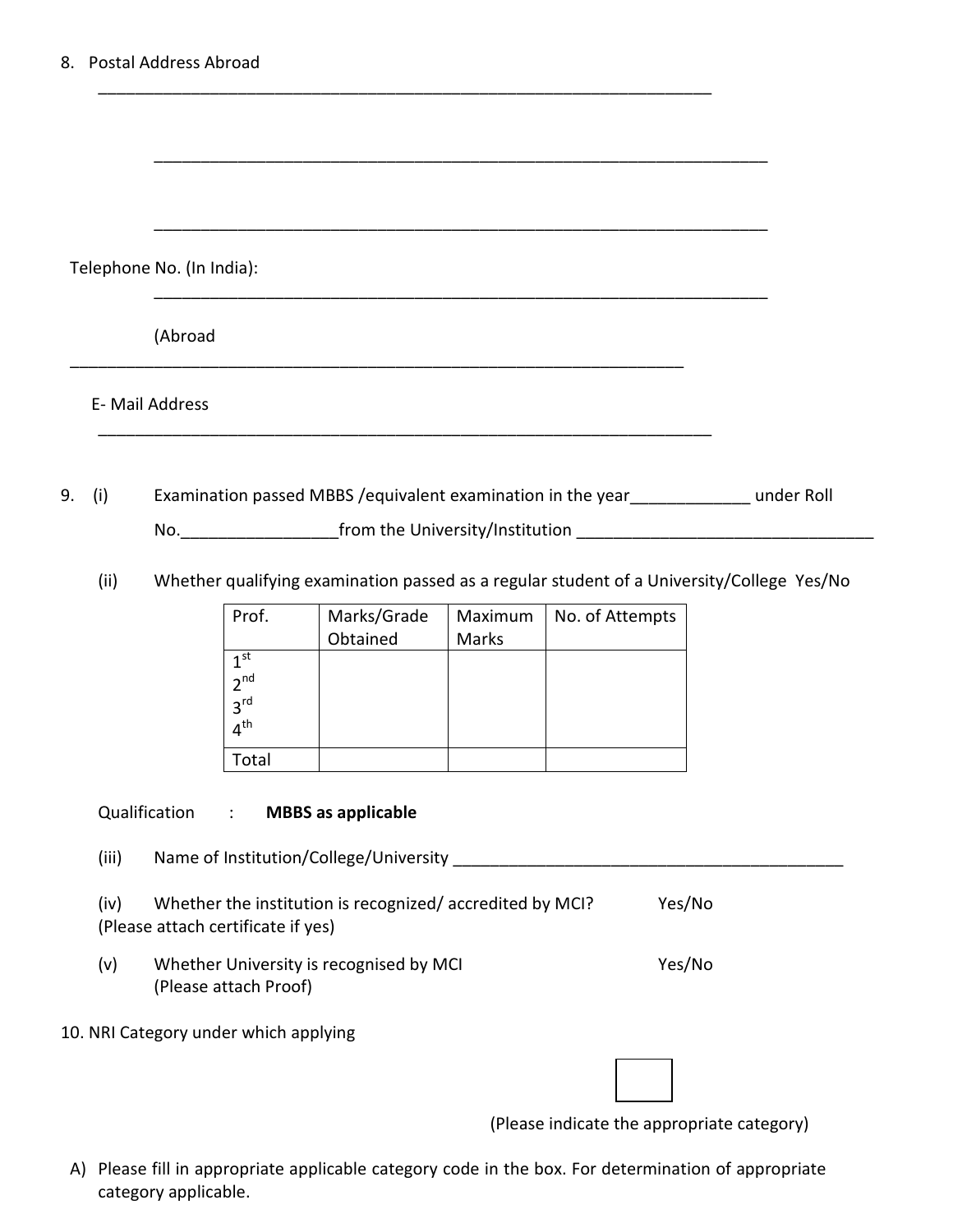8. Postal Address Abroad

_______________________________________________________________________

_______________________________________________________________________

_______________________________________________________________________

Telephone No. (In India):

_______________________________________________________________________

(Abroad

_______________________________________________________________________

E- Mail Address

_______________________________________________________________________

9. (i) Examination passed MBBS /equivalent examination in the year_____________ under Roll No._________________from the University/Institution ________________________________

(ii) Whether qualifying examination passed as a regular student of a University/College Yes/No

| Prof. | Marks/Grade Obtained | Maximum Marks | No. of Attempts |
|---|---|---|---|
| 1st<br>2nd<br>3rd<br>4th | | | |
| Total | | | |

Qualification : **MBBS as applicable**

(iii) Name of Institution/College/University ____________________________________________

(iv) Whether the institution is recognized/ accredited by MCI? Yes/No
(Please attach certificate if yes)

(v) Whether University is recognised by MCI Yes/No
(Please attach Proof)

10. NRI Category under which applying

☐

(Please indicate the appropriate category)

A) Please fill in appropriate applicable category code in the box. For determination of appropriate category applicable.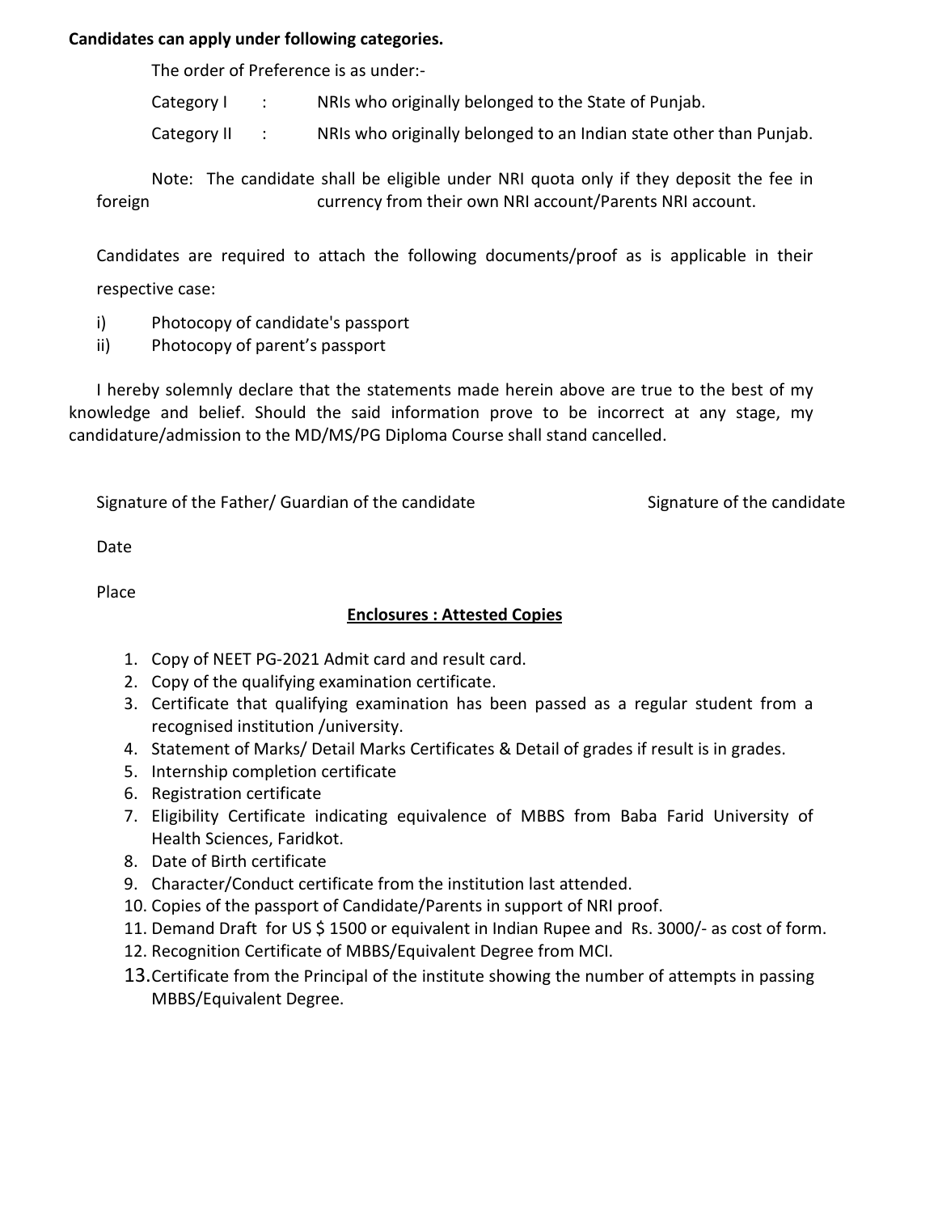**Candidates can apply under following categories.**

The order of Preference is as under:-

Category I : NRIs who originally belonged to the State of Punjab.

Category II : NRIs who originally belonged to an Indian state other than Punjab.

Note: The candidate shall be eligible under NRI quota only if they deposit the fee in foreign currency from their own NRI account/Parents NRI account.

Candidates are required to attach the following documents/proof as is applicable in their respective case:

i) Photocopy of candidate's passport
ii) Photocopy of parent's passport

I hereby solemnly declare that the statements made herein above are true to the best of my knowledge and belief. Should the said information prove to be incorrect at any stage, my candidature/admission to the MD/MS/PG Diploma Course shall stand cancelled.

Signature of the Father/ Guardian of the candidate

Signature of the candidate

Date

Place

**Enclosures : Attested Copies**

1. Copy of NEET PG-2021 Admit card and result card.
2. Copy of the qualifying examination certificate.
3. Certificate that qualifying examination has been passed as a regular student from a recognised institution /university.
4. Statement of Marks/ Detail Marks Certificates & Detail of grades if result is in grades.
5. Internship completion certificate
6. Registration certificate
7. Eligibility Certificate indicating equivalence of MBBS from Baba Farid University of Health Sciences, Faridkot.
8. Date of Birth certificate
9. Character/Conduct certificate from the institution last attended.
10. Copies of the passport of Candidate/Parents in support of NRI proof.
11. Demand Draft for US $ 1500 or equivalent in Indian Rupee and Rs. 3000/- as cost of form.
12. Recognition Certificate of MBBS/Equivalent Degree from MCI.
13. Certificate from the Principal of the institute showing the number of attempts in passing MBBS/Equivalent Degree.